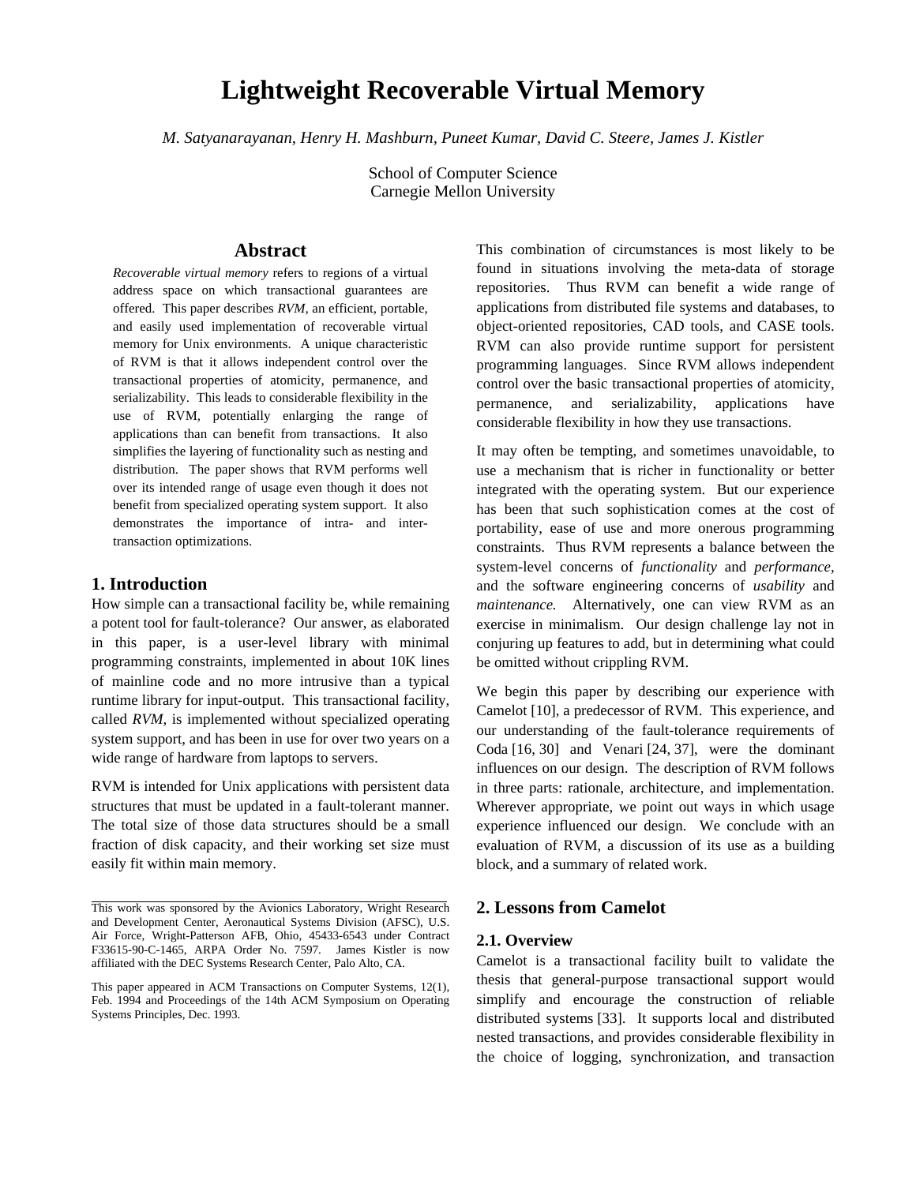# Lightweight Recoverable Virtual Memory

*M. Satyanarayanan, Henry H. Mashburn, Puneet Kumar, David C. Steere, James J. Kistler*

School of Computer Science
Carnegie Mellon University

## Abstract

*Recoverable virtual memory* refers to regions of a virtual address space on which transactional guarantees are offered. This paper describes *RVM*, an efficient, portable, and easily used implementation of recoverable virtual memory for Unix environments. A unique characteristic of RVM is that it allows independent control over the transactional properties of atomicity, permanence, and serializability. This leads to considerable flexibility in the use of RVM, potentially enlarging the range of applications than can benefit from transactions. It also simplifies the layering of functionality such as nesting and distribution. The paper shows that RVM performs well over its intended range of usage even though it does not benefit from specialized operating system support. It also demonstrates the importance of intra- and inter-transaction optimizations.

## 1. Introduction

How simple can a transactional facility be, while remaining a potent tool for fault-tolerance? Our answer, as elaborated in this paper, is a user-level library with minimal programming constraints, implemented in about 10K lines of mainline code and no more intrusive than a typical runtime library for input-output. This transactional facility, called *RVM*, is implemented without specialized operating system support, and has been in use for over two years on a wide range of hardware from laptops to servers.

RVM is intended for Unix applications with persistent data structures that must be updated in a fault-tolerant manner. The total size of those data structures should be a small fraction of disk capacity, and their working set size must easily fit within main memory.

This work was sponsored by the Avionics Laboratory, Wright Research and Development Center, Aeronautical Systems Division (AFSC), U.S. Air Force, Wright-Patterson AFB, Ohio, 45433-6543 under Contract F33615-90-C-1465, ARPA Order No. 7597. James Kistler is now affiliated with the DEC Systems Research Center, Palo Alto, CA.

This paper appeared in ACM Transactions on Computer Systems, 12(1), Feb. 1994 and Proceedings of the 14th ACM Symposium on Operating Systems Principles, Dec. 1993.

This combination of circumstances is most likely to be found in situations involving the meta-data of storage repositories. Thus RVM can benefit a wide range of applications from distributed file systems and databases, to object-oriented repositories, CAD tools, and CASE tools. RVM can also provide runtime support for persistent programming languages. Since RVM allows independent control over the basic transactional properties of atomicity, permanence, and serializability, applications have considerable flexibility in how they use transactions.

It may often be tempting, and sometimes unavoidable, to use a mechanism that is richer in functionality or better integrated with the operating system. But our experience has been that such sophistication comes at the cost of portability, ease of use and more onerous programming constraints. Thus RVM represents a balance between the system-level concerns of *functionality* and *performance*, and the software engineering concerns of *usability* and *maintenance.* Alternatively, one can view RVM as an exercise in minimalism. Our design challenge lay not in conjuring up features to add, but in determining what could be omitted without crippling RVM.

We begin this paper by describing our experience with Camelot [10], a predecessor of RVM. This experience, and our understanding of the fault-tolerance requirements of Coda [16, 30] and Venari [24, 37], were the dominant influences on our design. The description of RVM follows in three parts: rationale, architecture, and implementation. Wherever appropriate, we point out ways in which usage experience influenced our design. We conclude with an evaluation of RVM, a discussion of its use as a building block, and a summary of related work.

## 2. Lessons from Camelot

### 2.1. Overview

Camelot is a transactional facility built to validate the thesis that general-purpose transactional support would simplify and encourage the construction of reliable distributed systems [33]. It supports local and distributed nested transactions, and provides considerable flexibility in the choice of logging, synchronization, and transaction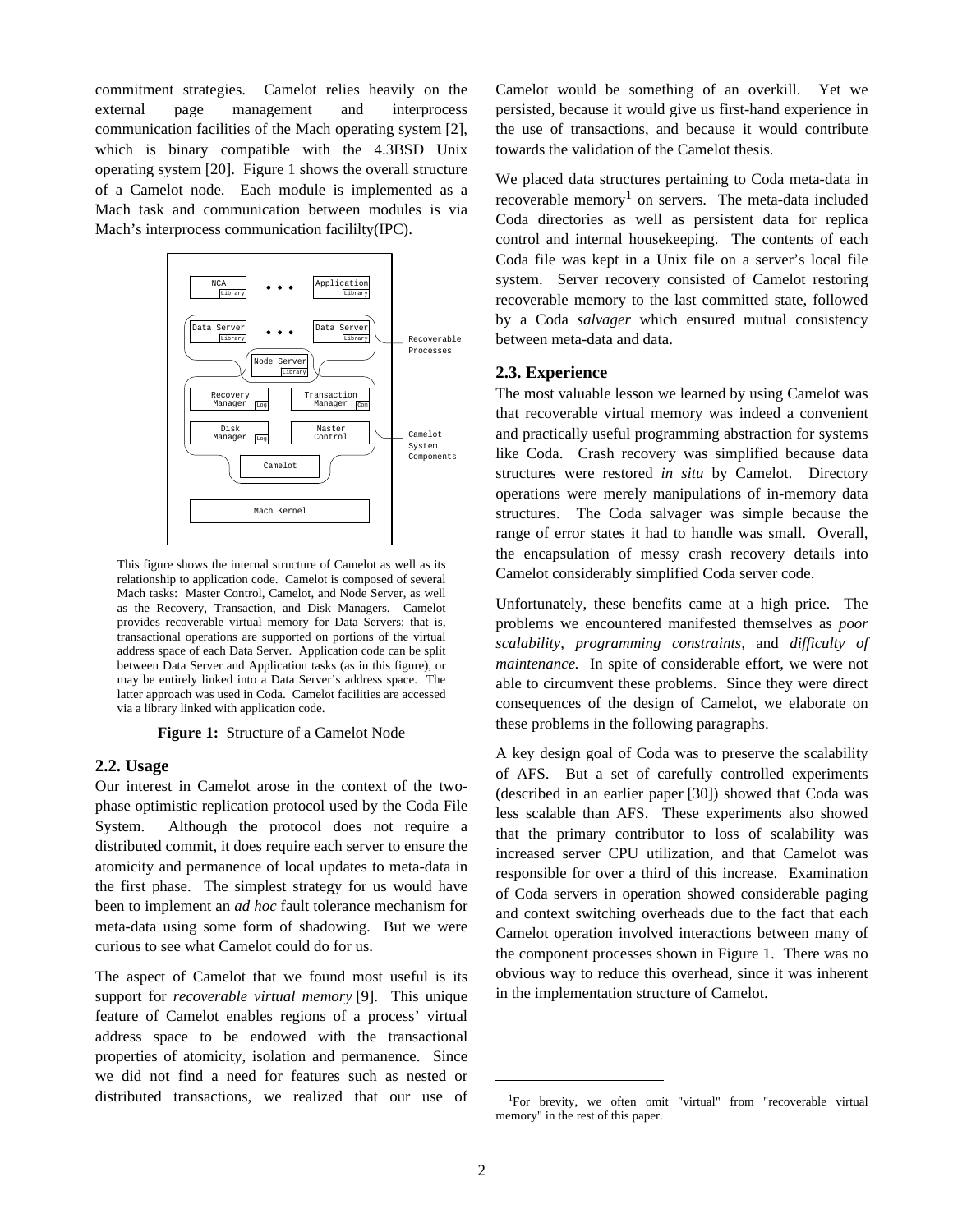commitment strategies. Camelot relies heavily on the external page management and interprocess communication facilities of the Mach operating system [2], which is binary compatible with the 4.3BSD Unix operating system [20]. Figure 1 shows the overall structure of a Camelot node. Each module is implemented as a Mach task and communication between modules is via Mach's interprocess communication facililty(IPC).

NCA
Library
Application
Library
Data Server
Library
Data Server
Library
Node Server
Library
Recovery Manager
Log
Transaction Manager
Com
Disk Manager
Log
Master Control
Camelot
Mach Kernel
Recoverable Processes
Camelot System Components

This figure shows the internal structure of Camelot as well as its relationship to application code. Camelot is composed of several Mach tasks: Master Control, Camelot, and Node Server, as well as the Recovery, Transaction, and Disk Managers. Camelot provides recoverable virtual memory for Data Servers; that is, transactional operations are supported on portions of the virtual address space of each Data Server. Application code can be split between Data Server and Application tasks (as in this figure), or may be entirely linked into a Data Server's address space. The latter approach was used in Coda. Camelot facilities are accessed via a library linked with application code.

**Figure 1:** Structure of a Camelot Node

### 2.2. Usage

Our interest in Camelot arose in the context of the two-phase optimistic replication protocol used by the Coda File System. Although the protocol does not require a distributed commit, it does require each server to ensure the atomicity and permanence of local updates to meta-data in the first phase. The simplest strategy for us would have been to implement an *ad hoc* fault tolerance mechanism for meta-data using some form of shadowing. But we were curious to see what Camelot could do for us.

The aspect of Camelot that we found most useful is its support for *recoverable virtual memory* [9]. This unique feature of Camelot enables regions of a process' virtual address space to be endowed with the transactional properties of atomicity, isolation and permanence. Since we did not find a need for features such as nested or distributed transactions, we realized that our use of Camelot would be something of an overkill. Yet we persisted, because it would give us first-hand experience in the use of transactions, and because it would contribute towards the validation of the Camelot thesis.

We placed data structures pertaining to Coda meta-data in recoverable memory[1] on servers. The meta-data included Coda directories as well as persistent data for replica control and internal housekeeping. The contents of each Coda file was kept in a Unix file on a server's local file system. Server recovery consisted of Camelot restoring recoverable memory to the last committed state, followed by a Coda *salvager* which ensured mutual consistency between meta-data and data.

### 2.3. Experience

The most valuable lesson we learned by using Camelot was that recoverable virtual memory was indeed a convenient and practically useful programming abstraction for systems like Coda. Crash recovery was simplified because data structures were restored *in situ* by Camelot. Directory operations were merely manipulations of in-memory data structures. The Coda salvager was simple because the range of error states it had to handle was small. Overall, the encapsulation of messy crash recovery details into Camelot considerably simplified Coda server code.

Unfortunately, these benefits came at a high price. The problems we encountered manifested themselves as *poor scalability*, *programming constraints*, and *difficulty of maintenance.* In spite of considerable effort, we were not able to circumvent these problems. Since they were direct consequences of the design of Camelot, we elaborate on these problems in the following paragraphs.

A key design goal of Coda was to preserve the scalability of AFS. But a set of carefully controlled experiments (described in an earlier paper [30]) showed that Coda was less scalable than AFS. These experiments also showed that the primary contributor to loss of scalability was increased server CPU utilization, and that Camelot was responsible for over a third of this increase. Examination of Coda servers in operation showed considerable paging and context switching overheads due to the fact that each Camelot operation involved interactions between many of the component processes shown in Figure 1. There was no obvious way to reduce this overhead, since it was inherent in the implementation structure of Camelot.

[1] For brevity, we often omit "virtual" from "recoverable virtual memory" in the rest of this paper.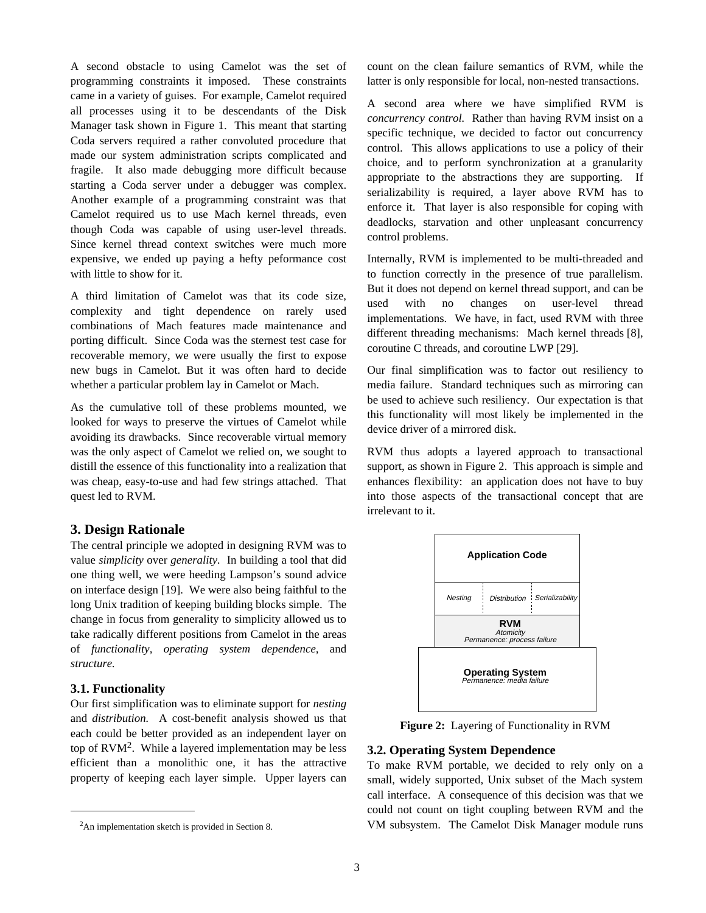A second obstacle to using Camelot was the set of programming constraints it imposed. These constraints came in a variety of guises. For example, Camelot required all processes using it to be descendants of the Disk Manager task shown in Figure 1. This meant that starting Coda servers required a rather convoluted procedure that made our system administration scripts complicated and fragile. It also made debugging more difficult because starting a Coda server under a debugger was complex. Another example of a programming constraint was that Camelot required us to use Mach kernel threads, even though Coda was capable of using user-level threads. Since kernel thread context switches were much more expensive, we ended up paying a hefty peformance cost with little to show for it.

A third limitation of Camelot was that its code size, complexity and tight dependence on rarely used combinations of Mach features made maintenance and porting difficult. Since Coda was the sternest test case for recoverable memory, we were usually the first to expose new bugs in Camelot. But it was often hard to decide whether a particular problem lay in Camelot or Mach.

As the cumulative toll of these problems mounted, we looked for ways to preserve the virtues of Camelot while avoiding its drawbacks. Since recoverable virtual memory was the only aspect of Camelot we relied on, we sought to distill the essence of this functionality into a realization that was cheap, easy-to-use and had few strings attached. That quest led to RVM.

## 3. Design Rationale

The central principle we adopted in designing RVM was to value *simplicity* over *generality*. In building a tool that did one thing well, we were heeding Lampson's sound advice on interface design [19]. We were also being faithful to the long Unix tradition of keeping building blocks simple. The change in focus from generality to simplicity allowed us to take radically different positions from Camelot in the areas of *functionality, operating system dependence,* and *structure.*

### 3.1. Functionality

Our first simplification was to eliminate support for *nesting* and *distribution.* A cost-benefit analysis showed us that each could be better provided as an independent layer on top of RVM[2]. While a layered implementation may be less efficient than a monolithic one, it has the attractive property of keeping each layer simple. Upper layers can count on the clean failure semantics of RVM, while the latter is only responsible for local, non-nested transactions.

[2] An implementation sketch is provided in Section 8.

A second area where we have simplified RVM is *concurrency control.* Rather than having RVM insist on a specific technique, we decided to factor out concurrency control. This allows applications to use a policy of their choice, and to perform synchronization at a granularity appropriate to the abstractions they are supporting. If serializability is required, a layer above RVM has to enforce it. That layer is also responsible for coping with deadlocks, starvation and other unpleasant concurrency control problems.

Internally, RVM is implemented to be multi-threaded and to function correctly in the presence of true parallelism. But it does not depend on kernel thread support, and can be used with no changes on user-level thread implementations. We have, in fact, used RVM with three different threading mechanisms: Mach kernel threads [8], coroutine C threads, and coroutine LWP [29].

Our final simplification was to factor out resiliency to media failure. Standard techniques such as mirroring can be used to achieve such resiliency. Our expectation is that this functionality will most likely be implemented in the device driver of a mirrored disk.

RVM thus adopts a layered approach to transactional support, as shown in Figure 2. This approach is simple and enhances flexibility: an application does not have to buy into those aspects of the transactional concept that are irrelevant to it.

| Application Code | | |
|---|---|---|
| *Nesting* | *Distribution* | *Serializability* |
| **RVM** *Atomicity* *Permanence: process failure* | | |
| **Operating System** *Permanence: media failure* | | |

**Figure 2:** Layering of Functionality in RVM

### 3.2. Operating System Dependence

To make RVM portable, we decided to rely only on a small, widely supported, Unix subset of the Mach system call interface. A consequence of this decision was that we could not count on tight coupling between RVM and the VM subsystem. The Camelot Disk Manager module runs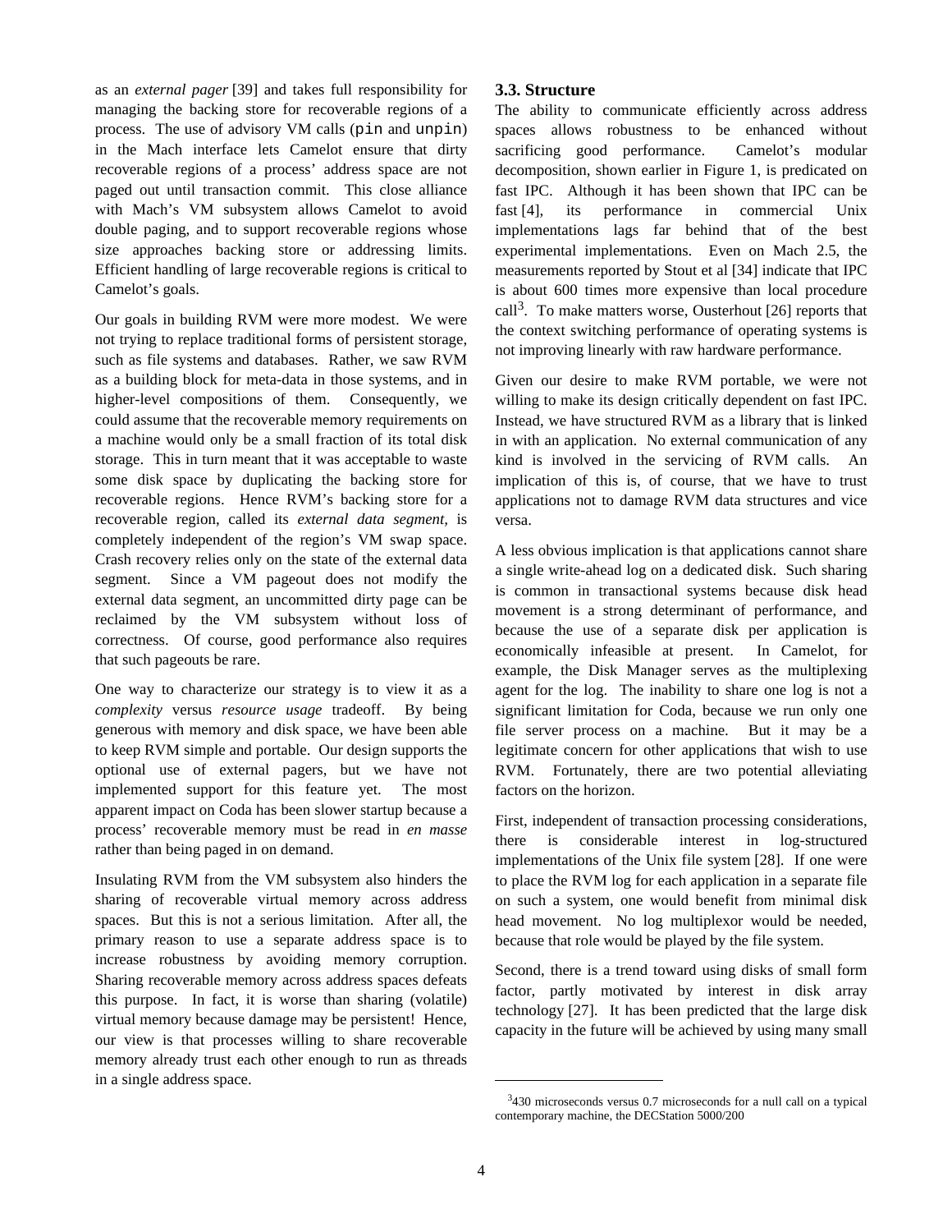as an *external pager* [39] and takes full responsibility for managing the backing store for recoverable regions of a process. The use of advisory VM calls (`pin` and `unpin`) in the Mach interface lets Camelot ensure that dirty recoverable regions of a process' address space are not paged out until transaction commit. This close alliance with Mach's VM subsystem allows Camelot to avoid double paging, and to support recoverable regions whose size approaches backing store or addressing limits. Efficient handling of large recoverable regions is critical to Camelot's goals.

Our goals in building RVM were more modest. We were not trying to replace traditional forms of persistent storage, such as file systems and databases. Rather, we saw RVM as a building block for meta-data in those systems, and in higher-level compositions of them. Consequently, we could assume that the recoverable memory requirements on a machine would only be a small fraction of its total disk storage. This in turn meant that it was acceptable to waste some disk space by duplicating the backing store for recoverable regions. Hence RVM's backing store for a recoverable region, called its *external data segment*, is completely independent of the region's VM swap space. Crash recovery relies only on the state of the external data segment. Since a VM pageout does not modify the external data segment, an uncommitted dirty page can be reclaimed by the VM subsystem without loss of correctness. Of course, good performance also requires that such pageouts be rare.

One way to characterize our strategy is to view it as a *complexity* versus *resource usage* tradeoff. By being generous with memory and disk space, we have been able to keep RVM simple and portable. Our design supports the optional use of external pagers, but we have not implemented support for this feature yet. The most apparent impact on Coda has been slower startup because a process' recoverable memory must be read in *en masse* rather than being paged in on demand.

Insulating RVM from the VM subsystem also hinders the sharing of recoverable virtual memory across address spaces. But this is not a serious limitation. After all, the primary reason to use a separate address space is to increase robustness by avoiding memory corruption. Sharing recoverable memory across address spaces defeats this purpose. In fact, it is worse than sharing (volatile) virtual memory because damage may be persistent! Hence, our view is that processes willing to share recoverable memory already trust each other enough to run as threads in a single address space.

### 3.3. Structure

The ability to communicate efficiently across address spaces allows robustness to be enhanced without sacrificing good performance. Camelot's modular decomposition, shown earlier in Figure 1, is predicated on fast IPC. Although it has been shown that IPC can be fast [4], its performance in commercial Unix implementations lags far behind that of the best experimental implementations. Even on Mach 2.5, the measurements reported by Stout et al [34] indicate that IPC is about 600 times more expensive than local procedure call[3]. To make matters worse, Ousterhout [26] reports that the context switching performance of operating systems is not improving linearly with raw hardware performance.

Given our desire to make RVM portable, we were not willing to make its design critically dependent on fast IPC. Instead, we have structured RVM as a library that is linked in with an application. No external communication of any kind is involved in the servicing of RVM calls. An implication of this is, of course, that we have to trust applications not to damage RVM data structures and vice versa.

A less obvious implication is that applications cannot share a single write-ahead log on a dedicated disk. Such sharing is common in transactional systems because disk head movement is a strong determinant of performance, and because the use of a separate disk per application is economically infeasible at present. In Camelot, for example, the Disk Manager serves as the multiplexing agent for the log. The inability to share one log is not a significant limitation for Coda, because we run only one file server process on a machine. But it may be a legitimate concern for other applications that wish to use RVM. Fortunately, there are two potential alleviating factors on the horizon.

First, independent of transaction processing considerations, there is considerable interest in log-structured implementations of the Unix file system [28]. If one were to place the RVM log for each application in a separate file on such a system, one would benefit from minimal disk head movement. No log multiplexor would be needed, because that role would be played by the file system.

Second, there is a trend toward using disks of small form factor, partly motivated by interest in disk array technology [27]. It has been predicted that the large disk capacity in the future will be achieved by using many small

---

[3] 430 microseconds versus 0.7 microseconds for a null call on a typical contemporary machine, the DECStation 5000/200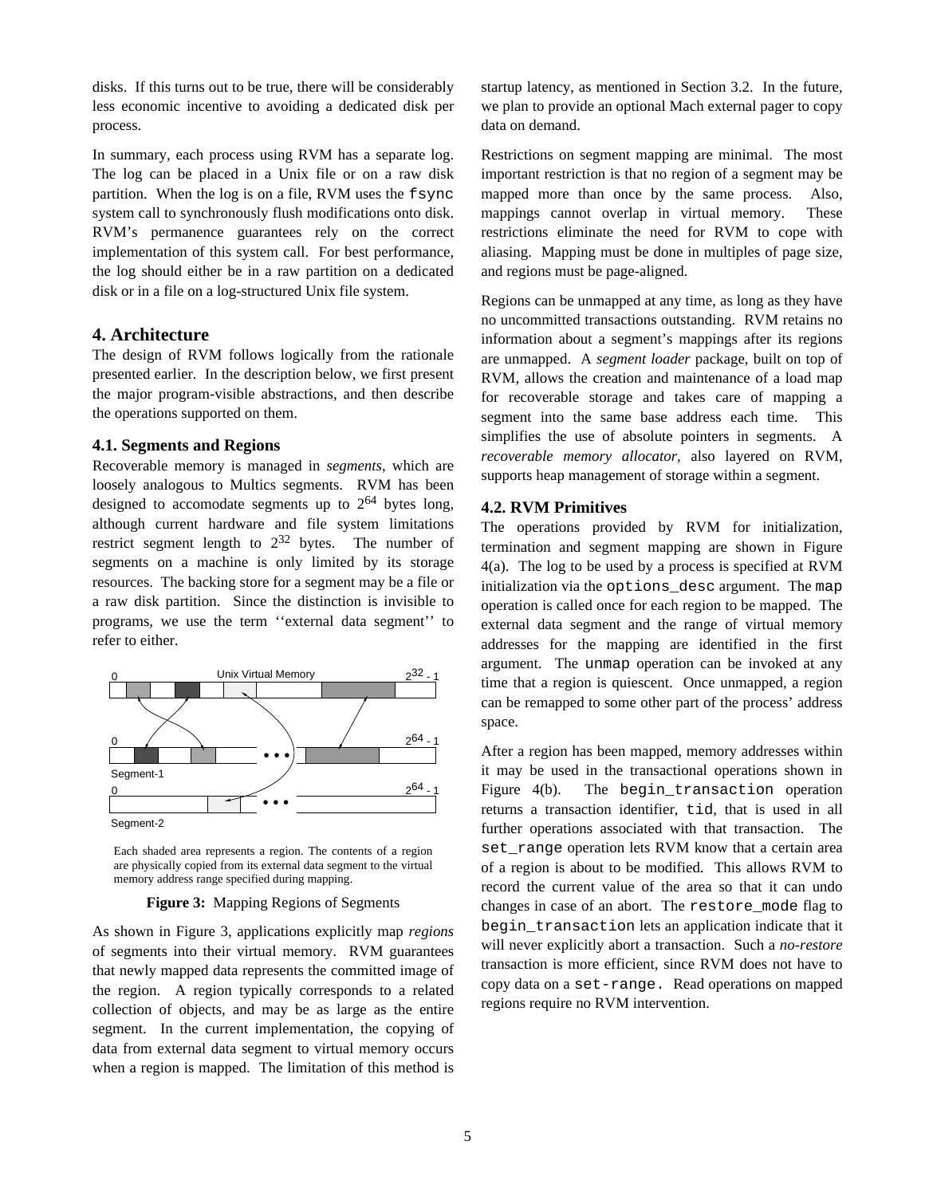disks. If this turns out to be true, there will be considerably less economic incentive to avoiding a dedicated disk per process.

In summary, each process using RVM has a separate log. The log can be placed in a Unix file or on a raw disk partition. When the log is on a file, RVM uses the `fsync` system call to synchronously flush modifications onto disk. RVM's permanence guarantees rely on the correct implementation of this system call. For best performance, the log should either be in a raw partition on a dedicated disk or in a file on a log-structured Unix file system.

## 4. Architecture

The design of RVM follows logically from the rationale presented earlier. In the description below, we first present the major program-visible abstractions, and then describe the operations supported on them.

### 4.1. Segments and Regions

Recoverable memory is managed in *segments*, which are loosely analogous to Multics segments. RVM has been designed to accomodate segments up to $2^{64}$ bytes long, although current hardware and file system limitations restrict segment length to $2^{32}$ bytes. The number of segments on a machine is only limited by its storage resources. The backing store for a segment may be a file or a raw disk partition. Since the distinction is invisible to programs, we use the term ''external data segment'' to refer to either.

Unix Virtual Memory

0 $2^{32}$ - 1

0 $2^{64}$ - 1

Segment-1

0 $2^{64}$ - 1

Segment-2

Each shaded area represents a region. The contents of a region are physically copied from its external data segment to the virtual memory address range specified during mapping.

**Figure 3:** Mapping Regions of Segments

As shown in Figure 3, applications explicitly map *regions* of segments into their virtual memory. RVM guarantees that newly mapped data represents the committed image of the region. A region typically corresponds to a related collection of objects, and may be as large as the entire segment. In the current implementation, the copying of data from external data segment to virtual memory occurs when a region is mapped. The limitation of this method is startup latency, as mentioned in Section 3.2. In the future, we plan to provide an optional Mach external pager to copy data on demand.

Restrictions on segment mapping are minimal. The most important restriction is that no region of a segment may be mapped more than once by the same process. Also, mappings cannot overlap in virtual memory. These restrictions eliminate the need for RVM to cope with aliasing. Mapping must be done in multiples of page size, and regions must be page-aligned.

Regions can be unmapped at any time, as long as they have no uncommitted transactions outstanding. RVM retains no information about a segment's mappings after its regions are unmapped. A *segment loader* package, built on top of RVM, allows the creation and maintenance of a load map for recoverable storage and takes care of mapping a segment into the same base address each time. This simplifies the use of absolute pointers in segments. A *recoverable memory allocator*, also layered on RVM, supports heap management of storage within a segment.

### 4.2. RVM Primitives

The operations provided by RVM for initialization, termination and segment mapping are shown in Figure 4(a). The log to be used by a process is specified at RVM initialization via the `options_desc` argument. The `map` operation is called once for each region to be mapped. The external data segment and the range of virtual memory addresses for the mapping are identified in the first argument. The `unmap` operation can be invoked at any time that a region is quiescent. Once unmapped, a region can be remapped to some other part of the process' address space.

After a region has been mapped, memory addresses within it may be used in the transactional operations shown in Figure 4(b). The `begin_transaction` operation returns a transaction identifier, `tid`, that is used in all further operations associated with that transaction. The `set_range` operation lets RVM know that a certain area of a region is about to be modified. This allows RVM to record the current value of the area so that it can undo changes in case of an abort. The `restore_mode` flag to `begin_transaction` lets an application indicate that it will never explicitly abort a transaction. Such a *no-restore* transaction is more efficient, since RVM does not have to copy data on a `set-range.` Read operations on mapped regions require no RVM intervention.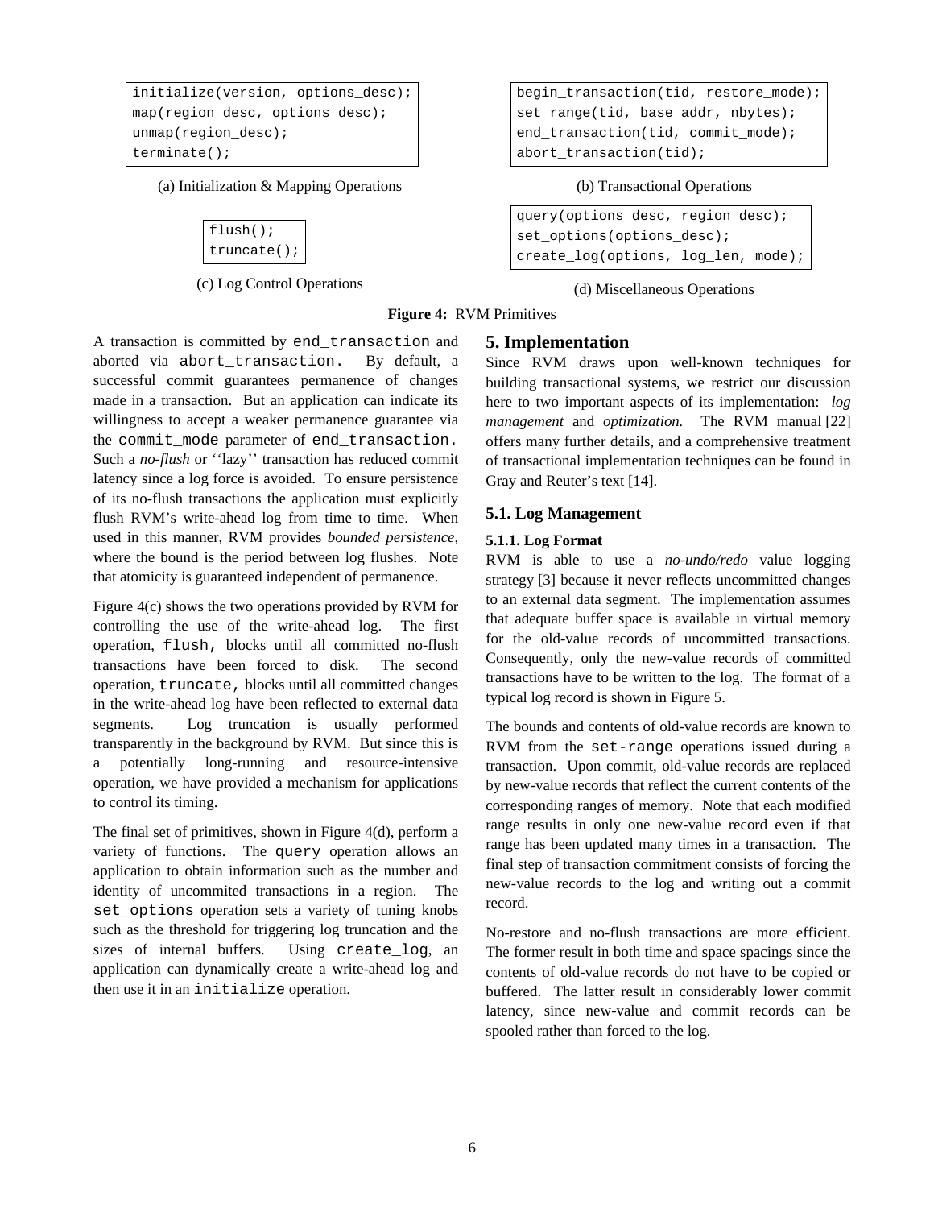```
initialize(version, options_desc);
map(region_desc, options_desc);
unmap(region_desc);
terminate();
```

(a) Initialization & Mapping Operations

```
begin_transaction(tid, restore_mode);
set_range(tid, base_addr, nbytes);
end_transaction(tid, commit_mode);
abort_transaction(tid);
```

(b) Transactional Operations

```
flush();
truncate();
```

(c) Log Control Operations

```
query(options_desc, region_desc);
set_options(options_desc);
create_log(options, log_len, mode);
```

(d) Miscellaneous Operations

**Figure 4:** RVM Primitives

A transaction is committed by `end_transaction` and aborted via `abort_transaction`. By default, a successful commit guarantees permanence of changes made in a transaction. But an application can indicate its willingness to accept a weaker permanence guarantee via the `commit_mode` parameter of `end_transaction`. Such a *no-flush* or ''lazy'' transaction has reduced commit latency since a log force is avoided. To ensure persistence of its no-flush transactions the application must explicitly flush RVM's write-ahead log from time to time. When used in this manner, RVM provides *bounded persistence*, where the bound is the period between log flushes. Note that atomicity is guaranteed independent of permanence.

Figure 4(c) shows the two operations provided by RVM for controlling the use of the write-ahead log. The first operation, `flush`, blocks until all committed no-flush transactions have been forced to disk. The second operation, `truncate`, blocks until all committed changes in the write-ahead log have been reflected to external data segments. Log truncation is usually performed transparently in the background by RVM. But since this is a potentially long-running and resource-intensive operation, we have provided a mechanism for applications to control its timing.

The final set of primitives, shown in Figure 4(d), perform a variety of functions. The `query` operation allows an application to obtain information such as the number and identity of uncommited transactions in a region. The `set_options` operation sets a variety of tuning knobs such as the threshold for triggering log truncation and the sizes of internal buffers. Using `create_log`, an application can dynamically create a write-ahead log and then use it in an `initialize` operation.

## 5. Implementation

Since RVM draws upon well-known techniques for building transactional systems, we restrict our discussion here to two important aspects of its implementation: *log management* and *optimization.* The RVM manual [22] offers many further details, and a comprehensive treatment of transactional implementation techniques can be found in Gray and Reuter's text [14].

### 5.1. Log Management

#### 5.1.1. Log Format

RVM is able to use a *no-undo/redo* value logging strategy [3] because it never reflects uncommitted changes to an external data segment. The implementation assumes that adequate buffer space is available in virtual memory for the old-value records of uncommitted transactions. Consequently, only the new-value records of committed transactions have to be written to the log. The format of a typical log record is shown in Figure 5.

The bounds and contents of old-value records are known to RVM from the `set-range` operations issued during a transaction. Upon commit, old-value records are replaced by new-value records that reflect the current contents of the corresponding ranges of memory. Note that each modified range results in only one new-value record even if that range has been updated many times in a transaction. The final step of transaction commitment consists of forcing the new-value records to the log and writing out a commit record.

No-restore and no-flush transactions are more efficient. The former result in both time and space spacings since the contents of old-value records do not have to be copied or buffered. The latter result in considerably lower commit latency, since new-value and commit records can be spooled rather than forced to the log.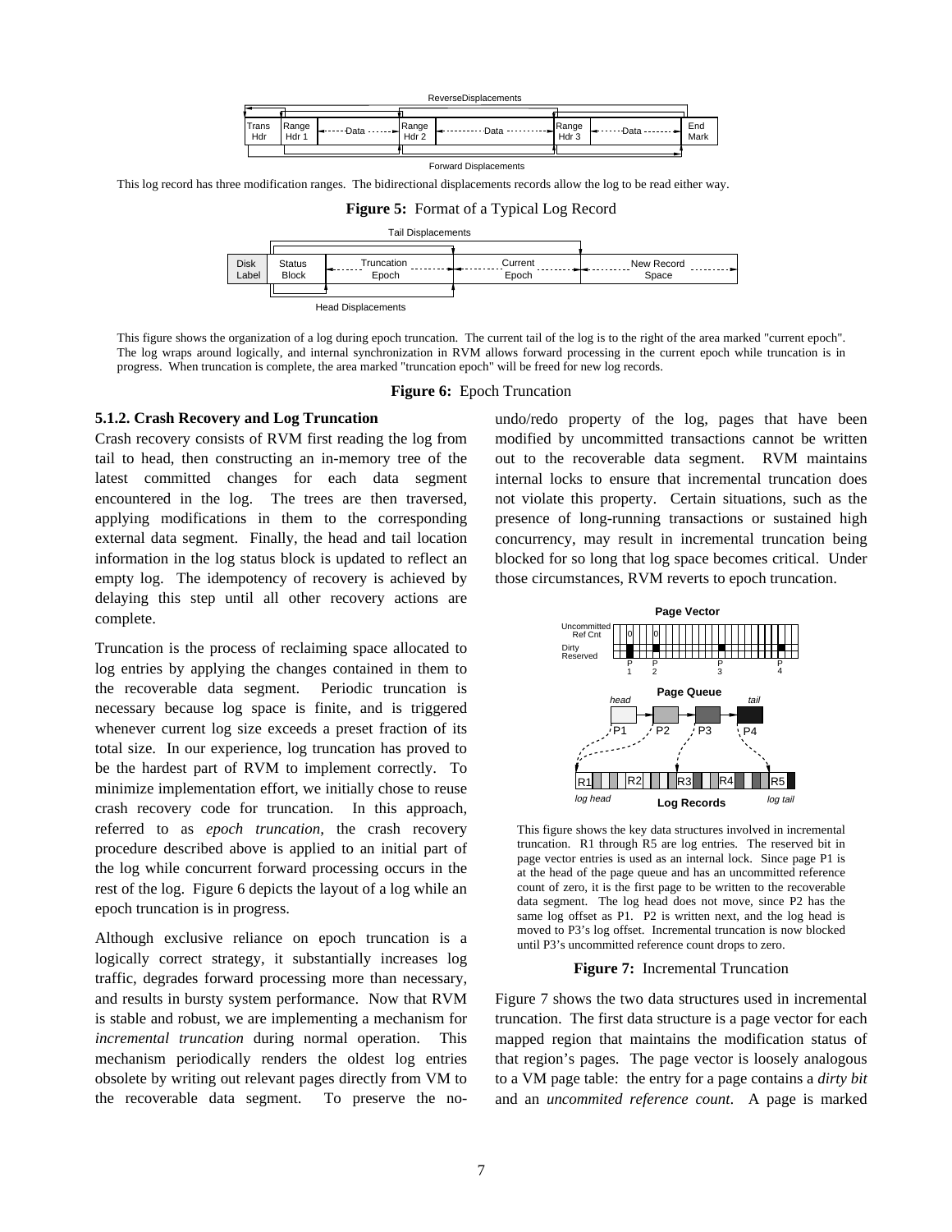This log record has three modification ranges. The bidirectional displacements records allow the log to be read either way.

**Figure 5:** Format of a Typical Log Record

This figure shows the organization of a log during epoch truncation. The current tail of the log is to the right of the area marked "current epoch". The log wraps around logically, and internal synchronization in RVM allows forward processing in the current epoch while truncation is in progress. When truncation is complete, the area marked "truncation epoch" will be freed for new log records.

**Figure 6:** Epoch Truncation

### 5.1.2. Crash Recovery and Log Truncation

Crash recovery consists of RVM first reading the log from tail to head, then constructing an in-memory tree of the latest committed changes for each data segment encountered in the log. The trees are then traversed, applying modifications in them to the corresponding external data segment. Finally, the head and tail location information in the log status block is updated to reflect an empty log. The idempotency of recovery is achieved by delaying this step until all other recovery actions are complete.

Truncation is the process of reclaiming space allocated to log entries by applying the changes contained in them to the recoverable data segment. Periodic truncation is necessary because log space is finite, and is triggered whenever current log size exceeds a preset fraction of its total size. In our experience, log truncation has proved to be the hardest part of RVM to implement correctly. To minimize implementation effort, we initially chose to reuse crash recovery code for truncation. In this approach, referred to as *epoch truncation*, the crash recovery procedure described above is applied to an initial part of the log while concurrent forward processing occurs in the rest of the log. Figure 6 depicts the layout of a log while an epoch truncation is in progress.

Although exclusive reliance on epoch truncation is a logically correct strategy, it substantially increases log traffic, degrades forward processing more than necessary, and results in bursty system performance. Now that RVM is stable and robust, we are implementing a mechanism for *incremental truncation* during normal operation. This mechanism periodically renders the oldest log entries obsolete by writing out relevant pages directly from VM to the recoverable data segment. To preserve the no-undo/redo property of the log, pages that have been modified by uncommitted transactions cannot be written out to the recoverable data segment. RVM maintains internal locks to ensure that incremental truncation does not violate this property. Certain situations, such as the presence of long-running transactions or sustained high concurrency, may result in incremental truncation being blocked for so long that log space becomes critical. Under those circumstances, RVM reverts to epoch truncation.

This figure shows the key data structures involved in incremental truncation. R1 through R5 are log entries. The reserved bit in page vector entries is used as an internal lock. Since page P1 is at the head of the page queue and has an uncommitted reference count of zero, it is the first page to be written to the recoverable data segment. The log head does not move, since P2 has the same log offset as P1. P2 is written next, and the log head is moved to P3's log offset. Incremental truncation is now blocked until P3's uncommitted reference count drops to zero.

**Figure 7:** Incremental Truncation

Figure 7 shows the two data structures used in incremental truncation. The first data structure is a page vector for each mapped region that maintains the modification status of that region's pages. The page vector is loosely analogous to a VM page table: the entry for a page contains a *dirty bit* and an *uncommited reference count*. A page is marked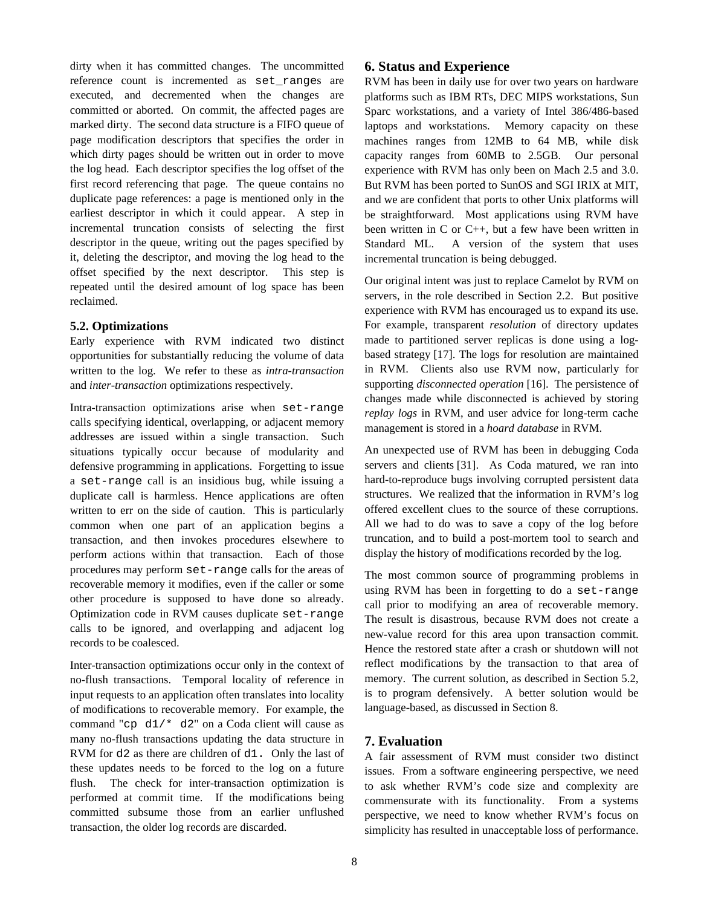dirty when it has committed changes. The uncommitted reference count is incremented as `set_range`s are executed, and decremented when the changes are committed or aborted. On commit, the affected pages are marked dirty. The second data structure is a FIFO queue of page modification descriptors that specifies the order in which dirty pages should be written out in order to move the log head. Each descriptor specifies the log offset of the first record referencing that page. The queue contains no duplicate page references: a page is mentioned only in the earliest descriptor in which it could appear. A step in incremental truncation consists of selecting the first descriptor in the queue, writing out the pages specified by it, deleting the descriptor, and moving the log head to the offset specified by the next descriptor. This step is repeated until the desired amount of log space has been reclaimed.

### 5.2. Optimizations

Early experience with RVM indicated two distinct opportunities for substantially reducing the volume of data written to the log. We refer to these as *intra-transaction* and *inter-transaction* optimizations respectively.

Intra-transaction optimizations arise when `set-range` calls specifying identical, overlapping, or adjacent memory addresses are issued within a single transaction. Such situations typically occur because of modularity and defensive programming in applications. Forgetting to issue a `set-range` call is an insidious bug, while issuing a duplicate call is harmless. Hence applications are often written to err on the side of caution. This is particularly common when one part of an application begins a transaction, and then invokes procedures elsewhere to perform actions within that transaction. Each of those procedures may perform `set-range` calls for the areas of recoverable memory it modifies, even if the caller or some other procedure is supposed to have done so already. Optimization code in RVM causes duplicate `set-range` calls to be ignored, and overlapping and adjacent log records to be coalesced.

Inter-transaction optimizations occur only in the context of no-flush transactions. Temporal locality of reference in input requests to an application often translates into locality of modifications to recoverable memory. For example, the command "`cp d1/* d2`" on a Coda client will cause as many no-flush transactions updating the data structure in RVM for `d2` as there are children of `d1.` Only the last of these updates needs to be forced to the log on a future flush. The check for inter-transaction optimization is performed at commit time. If the modifications being committed subsume those from an earlier unflushed transaction, the older log records are discarded.

## 6. Status and Experience

RVM has been in daily use for over two years on hardware platforms such as IBM RTs, DEC MIPS workstations, Sun Sparc workstations, and a variety of Intel 386/486-based laptops and workstations. Memory capacity on these machines ranges from 12MB to 64 MB, while disk capacity ranges from 60MB to 2.5GB. Our personal experience with RVM has only been on Mach 2.5 and 3.0. But RVM has been ported to SunOS and SGI IRIX at MIT, and we are confident that ports to other Unix platforms will be straightforward. Most applications using RVM have been written in C or C++, but a few have been written in Standard ML. A version of the system that uses incremental truncation is being debugged.

Our original intent was just to replace Camelot by RVM on servers, in the role described in Section 2.2. But positive experience with RVM has encouraged us to expand its use. For example, transparent *resolution* of directory updates made to partitioned server replicas is done using a log-based strategy [17]. The logs for resolution are maintained in RVM. Clients also use RVM now, particularly for supporting *disconnected operation* [16]. The persistence of changes made while disconnected is achieved by storing *replay logs* in RVM, and user advice for long-term cache management is stored in a *hoard database* in RVM.

An unexpected use of RVM has been in debugging Coda servers and clients [31]. As Coda matured, we ran into hard-to-reproduce bugs involving corrupted persistent data structures. We realized that the information in RVM's log offered excellent clues to the source of these corruptions. All we had to do was to save a copy of the log before truncation, and to build a post-mortem tool to search and display the history of modifications recorded by the log.

The most common source of programming problems in using RVM has been in forgetting to do a `set-range` call prior to modifying an area of recoverable memory. The result is disastrous, because RVM does not create a new-value record for this area upon transaction commit. Hence the restored state after a crash or shutdown will not reflect modifications by the transaction to that area of memory. The current solution, as described in Section 5.2, is to program defensively. A better solution would be language-based, as discussed in Section 8.

## 7. Evaluation

A fair assessment of RVM must consider two distinct issues. From a software engineering perspective, we need to ask whether RVM's code size and complexity are commensurate with its functionality. From a systems perspective, we need to know whether RVM's focus on simplicity has resulted in unacceptable loss of performance.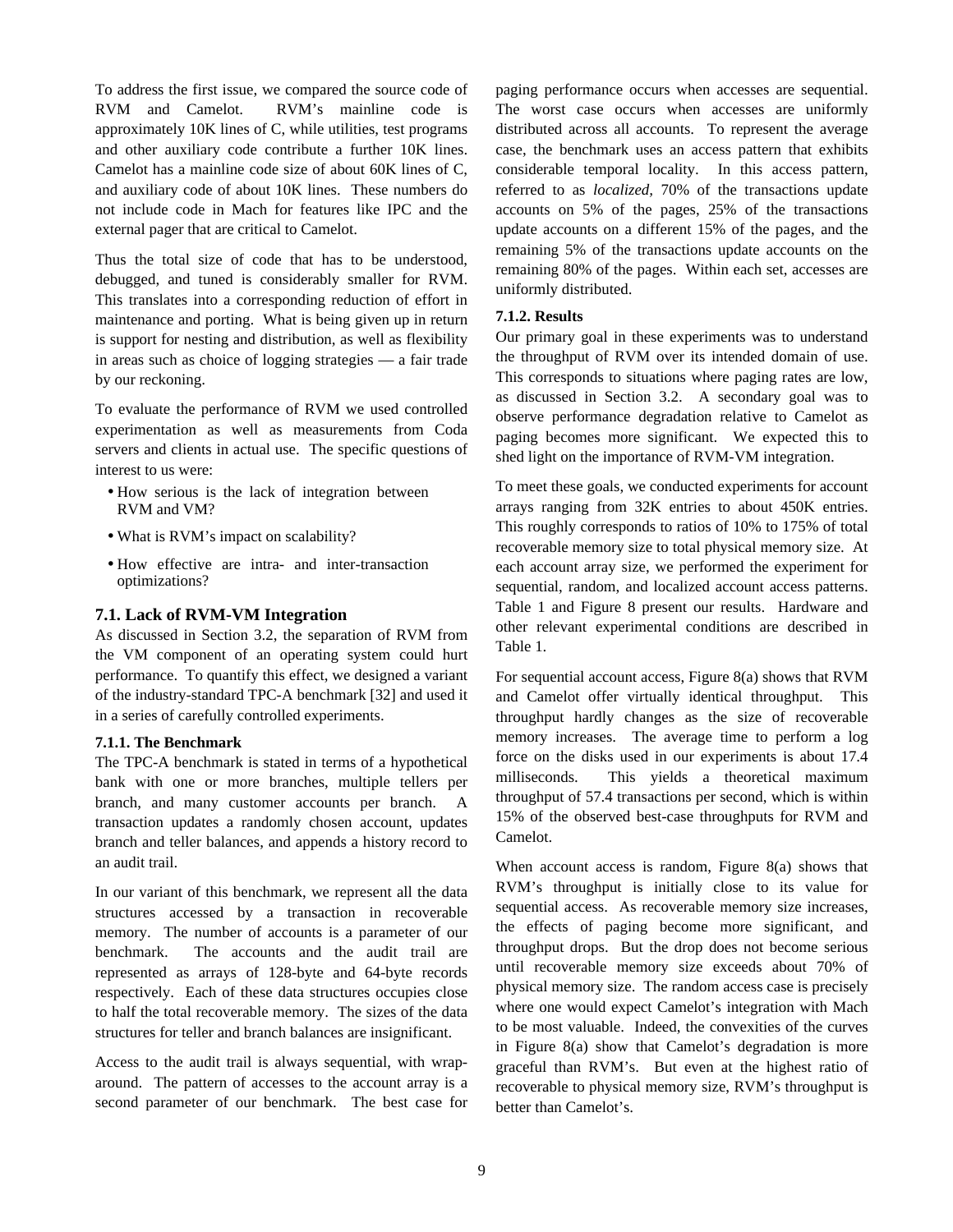To address the first issue, we compared the source code of RVM and Camelot. RVM's mainline code is approximately 10K lines of C, while utilities, test programs and other auxiliary code contribute a further 10K lines. Camelot has a mainline code size of about 60K lines of C, and auxiliary code of about 10K lines. These numbers do not include code in Mach for features like IPC and the external pager that are critical to Camelot.

Thus the total size of code that has to be understood, debugged, and tuned is considerably smaller for RVM. This translates into a corresponding reduction of effort in maintenance and porting. What is being given up in return is support for nesting and distribution, as well as flexibility in areas such as choice of logging strategies — a fair trade by our reckoning.

To evaluate the performance of RVM we used controlled experimentation as well as measurements from Coda servers and clients in actual use. The specific questions of interest to us were:

- How serious is the lack of integration between RVM and VM?
- What is RVM's impact on scalability?
- How effective are intra- and inter-transaction optimizations?

## 7.1. Lack of RVM-VM Integration

As discussed in Section 3.2, the separation of RVM from the VM component of an operating system could hurt performance. To quantify this effect, we designed a variant of the industry-standard TPC-A benchmark [32] and used it in a series of carefully controlled experiments.

### 7.1.1. The Benchmark

The TPC-A benchmark is stated in terms of a hypothetical bank with one or more branches, multiple tellers per branch, and many customer accounts per branch. A transaction updates a randomly chosen account, updates branch and teller balances, and appends a history record to an audit trail.

In our variant of this benchmark, we represent all the data structures accessed by a transaction in recoverable memory. The number of accounts is a parameter of our benchmark. The accounts and the audit trail are represented as arrays of 128-byte and 64-byte records respectively. Each of these data structures occupies close to half the total recoverable memory. The sizes of the data structures for teller and branch balances are insignificant.

Access to the audit trail is always sequential, with wrap-around. The pattern of accesses to the account array is a second parameter of our benchmark. The best case for paging performance occurs when accesses are sequential. The worst case occurs when accesses are uniformly distributed across all accounts. To represent the average case, the benchmark uses an access pattern that exhibits considerable temporal locality. In this access pattern, referred to as *localized*, 70% of the transactions update accounts on 5% of the pages, 25% of the transactions update accounts on a different 15% of the pages, and the remaining 5% of the transactions update accounts on the remaining 80% of the pages. Within each set, accesses are uniformly distributed.

### 7.1.2. Results

Our primary goal in these experiments was to understand the throughput of RVM over its intended domain of use. This corresponds to situations where paging rates are low, as discussed in Section 3.2. A secondary goal was to observe performance degradation relative to Camelot as paging becomes more significant. We expected this to shed light on the importance of RVM-VM integration.

To meet these goals, we conducted experiments for account arrays ranging from 32K entries to about 450K entries. This roughly corresponds to ratios of 10% to 175% of total recoverable memory size to total physical memory size. At each account array size, we performed the experiment for sequential, random, and localized account access patterns. Table 1 and Figure 8 present our results. Hardware and other relevant experimental conditions are described in Table 1.

For sequential account access, Figure 8(a) shows that RVM and Camelot offer virtually identical throughput. This throughput hardly changes as the size of recoverable memory increases. The average time to perform a log force on the disks used in our experiments is about 17.4 milliseconds. This yields a theoretical maximum throughput of 57.4 transactions per second, which is within 15% of the observed best-case throughputs for RVM and Camelot.

When account access is random, Figure 8(a) shows that RVM's throughput is initially close to its value for sequential access. As recoverable memory size increases, the effects of paging become more significant, and throughput drops. But the drop does not become serious until recoverable memory size exceeds about 70% of physical memory size. The random access case is precisely where one would expect Camelot's integration with Mach to be most valuable. Indeed, the convexities of the curves in Figure 8(a) show that Camelot's degradation is more graceful than RVM's. But even at the highest ratio of recoverable to physical memory size, RVM's throughput is better than Camelot's.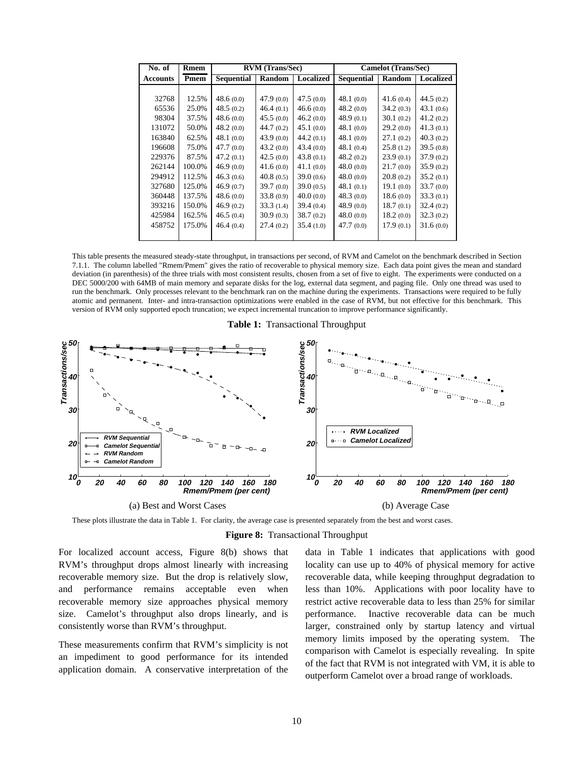| No. of Accounts | Rmem / Pmem | RVM (Trans/Sec) | | | Camelot (Trans/Sec) | | |
|---|---|---|---|---|---|---|---|
| | | Sequential | Random | Localized | Sequential | Random | Localized |
| 32768 | 12.5% | 48.6 (0.0) | 47.9 (0.0) | 47.5 (0.0) | 48.1 (0.0) | 41.6 (0.4) | 44.5 (0.2) |
| 65536 | 25.0% | 48.5 (0.2) | 46.4 (0.1) | 46.6 (0.0) | 48.2 (0.0) | 34.2 (0.3) | 43.1 (0.6) |
| 98304 | 37.5% | 48.6 (0.0) | 45.5 (0.0) | 46.2 (0.0) | 48.9 (0.1) | 30.1 (0.2) | 41.2 (0.2) |
| 131072 | 50.0% | 48.2 (0.0) | 44.7 (0.2) | 45.1 (0.0) | 48.1 (0.0) | 29.2 (0.0) | 41.3 (0.1) |
| 163840 | 62.5% | 48.1 (0.0) | 43.9 (0.0) | 44.2 (0.1) | 48.1 (0.0) | 27.1 (0.2) | 40.3 (0.2) |
| 196608 | 75.0% | 47.7 (0.0) | 43.2 (0.0) | 43.4 (0.0) | 48.1 (0.4) | 25.8 (1.2) | 39.5 (0.8) |
| 229376 | 87.5% | 47.2 (0.1) | 42.5 (0.0) | 43.8 (0.1) | 48.2 (0.2) | 23.9 (0.1) | 37.9 (0.2) |
| 262144 | 100.0% | 46.9 (0.0) | 41.6 (0.0) | 41.1 (0.0) | 48.0 (0.0) | 21.7 (0.0) | 35.9 (0.2) |
| 294912 | 112.5% | 46.3 (0.6) | 40.8 (0.5) | 39.0 (0.6) | 48.0 (0.0) | 20.8 (0.2) | 35.2 (0.1) |
| 327680 | 125.0% | 46.9 (0.7) | 39.7 (0.0) | 39.0 (0.5) | 48.1 (0.1) | 19.1 (0.0) | 33.7 (0.0) |
| 360448 | 137.5% | 48.6 (0.0) | 33.8 (0.9) | 40.0 (0.0) | 48.3 (0.0) | 18.6 (0.0) | 33.3 (0.1) |
| 393216 | 150.0% | 46.9 (0.2) | 33.3 (1.4) | 39.4 (0.4) | 48.9 (0.0) | 18.7 (0.1) | 32.4 (0.2) |
| 425984 | 162.5% | 46.5 (0.4) | 30.9 (0.3) | 38.7 (0.2) | 48.0 (0.0) | 18.2 (0.0) | 32.3 (0.2) |
| 458752 | 175.0% | 46.4 (0.4) | 27.4 (0.2) | 35.4 (1.0) | 47.7 (0.0) | 17.9 (0.1) | 31.6 (0.0) |

This table presents the measured steady-state throughput, in transactions per second, of RVM and Camelot on the benchmark described in Section 7.1.1. The column labelled "Rmem/Pmem" gives the ratio of recoverable to physical memory size. Each data point gives the mean and standard deviation (in parenthesis) of the three trials with most consistent results, chosen from a set of five to eight. The experiments were conducted on a DEC 5000/200 with 64MB of main memory and separate disks for the log, external data segment, and paging file. Only one thread was used to run the benchmark. Only processes relevant to the benchmark ran on the machine during the experiments. Transactions were required to be fully atomic and permanent. Inter- and intra-transaction optimizations were enabled in the case of RVM, but not effective for this benchmark. This version of RVM only supported epoch truncation; we expect incremental truncation to improve performance significantly.

**Table 1:** Transactional Throughput

(a) Best and Worst Cases

(b) Average Case

These plots illustrate the data in Table 1. For clarity, the average case is presented separately from the best and worst cases.

**Figure 8:** Transactional Throughput

For localized account access, Figure 8(b) shows that RVM's throughput drops almost linearly with increasing recoverable memory size. But the drop is relatively slow, and performance remains acceptable even when recoverable memory size approaches physical memory size. Camelot's throughput also drops linearly, and is consistently worse than RVM's throughput.

These measurements confirm that RVM's simplicity is not an impediment to good performance for its intended application domain. A conservative interpretation of the data in Table 1 indicates that applications with good locality can use up to 40% of physical memory for active recoverable data, while keeping throughput degradation to less than 10%. Applications with poor locality have to restrict active recoverable data to less than 25% for similar performance. Inactive recoverable data can be much larger, constrained only by startup latency and virtual memory limits imposed by the operating system. The comparison with Camelot is especially revealing. In spite of the fact that RVM is not integrated with VM, it is able to outperform Camelot over a broad range of workloads.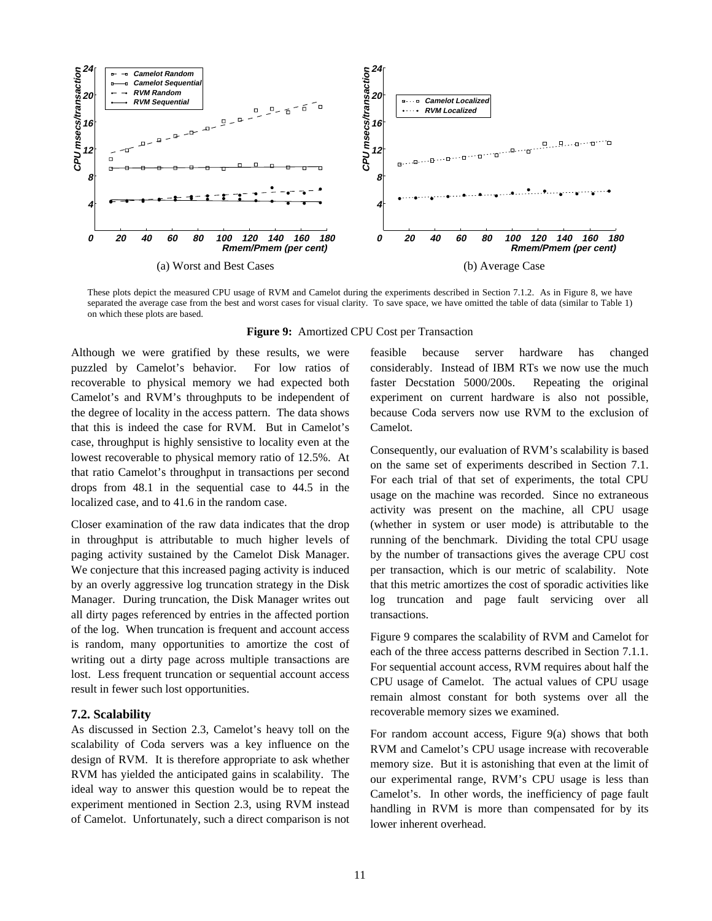(a) Worst and Best Cases

(b) Average Case

These plots depict the measured CPU usage of RVM and Camelot during the experiments described in Section 7.1.2. As in Figure 8, we have separated the average case from the best and worst cases for visual clarity. To save space, we have omitted the table of data (similar to Table 1) on which these plots are based.

**Figure 9:** Amortized CPU Cost per Transaction

Although we were gratified by these results, we were puzzled by Camelot's behavior. For low ratios of recoverable to physical memory we had expected both Camelot's and RVM's throughputs to be independent of the degree of locality in the access pattern. The data shows that this is indeed the case for RVM. But in Camelot's case, throughput is highly sensistive to locality even at the lowest recoverable to physical memory ratio of 12.5%. At that ratio Camelot's throughput in transactions per second drops from 48.1 in the sequential case to 44.5 in the localized case, and to 41.6 in the random case.

Closer examination of the raw data indicates that the drop in throughput is attributable to much higher levels of paging activity sustained by the Camelot Disk Manager. We conjecture that this increased paging activity is induced by an overly aggressive log truncation strategy in the Disk Manager. During truncation, the Disk Manager writes out all dirty pages referenced by entries in the affected portion of the log. When truncation is frequent and account access is random, many opportunities to amortize the cost of writing out a dirty page across multiple transactions are lost. Less frequent truncation or sequential account access result in fewer such lost opportunities.

### 7.2. Scalability

As discussed in Section 2.3, Camelot's heavy toll on the scalability of Coda servers was a key influence on the design of RVM. It is therefore appropriate to ask whether RVM has yielded the anticipated gains in scalability. The ideal way to answer this question would be to repeat the experiment mentioned in Section 2.3, using RVM instead of Camelot. Unfortunately, such a direct comparison is not feasible because server hardware has changed considerably. Instead of IBM RTs we now use the much faster Decstation 5000/200s. Repeating the original experiment on current hardware is also not possible, because Coda servers now use RVM to the exclusion of Camelot.

Consequently, our evaluation of RVM's scalability is based on the same set of experiments described in Section 7.1. For each trial of that set of experiments, the total CPU usage on the machine was recorded. Since no extraneous activity was present on the machine, all CPU usage (whether in system or user mode) is attributable to the running of the benchmark. Dividing the total CPU usage by the number of transactions gives the average CPU cost per transaction, which is our metric of scalability. Note that this metric amortizes the cost of sporadic activities like log truncation and page fault servicing over all transactions.

Figure 9 compares the scalability of RVM and Camelot for each of the three access patterns described in Section 7.1.1. For sequential account access, RVM requires about half the CPU usage of Camelot. The actual values of CPU usage remain almost constant for both systems over all the recoverable memory sizes we examined.

For random account access, Figure 9(a) shows that both RVM and Camelot's CPU usage increase with recoverable memory size. But it is astonishing that even at the limit of our experimental range, RVM's CPU usage is less than Camelot's. In other words, the inefficiency of page fault handling in RVM is more than compensated for by its lower inherent overhead.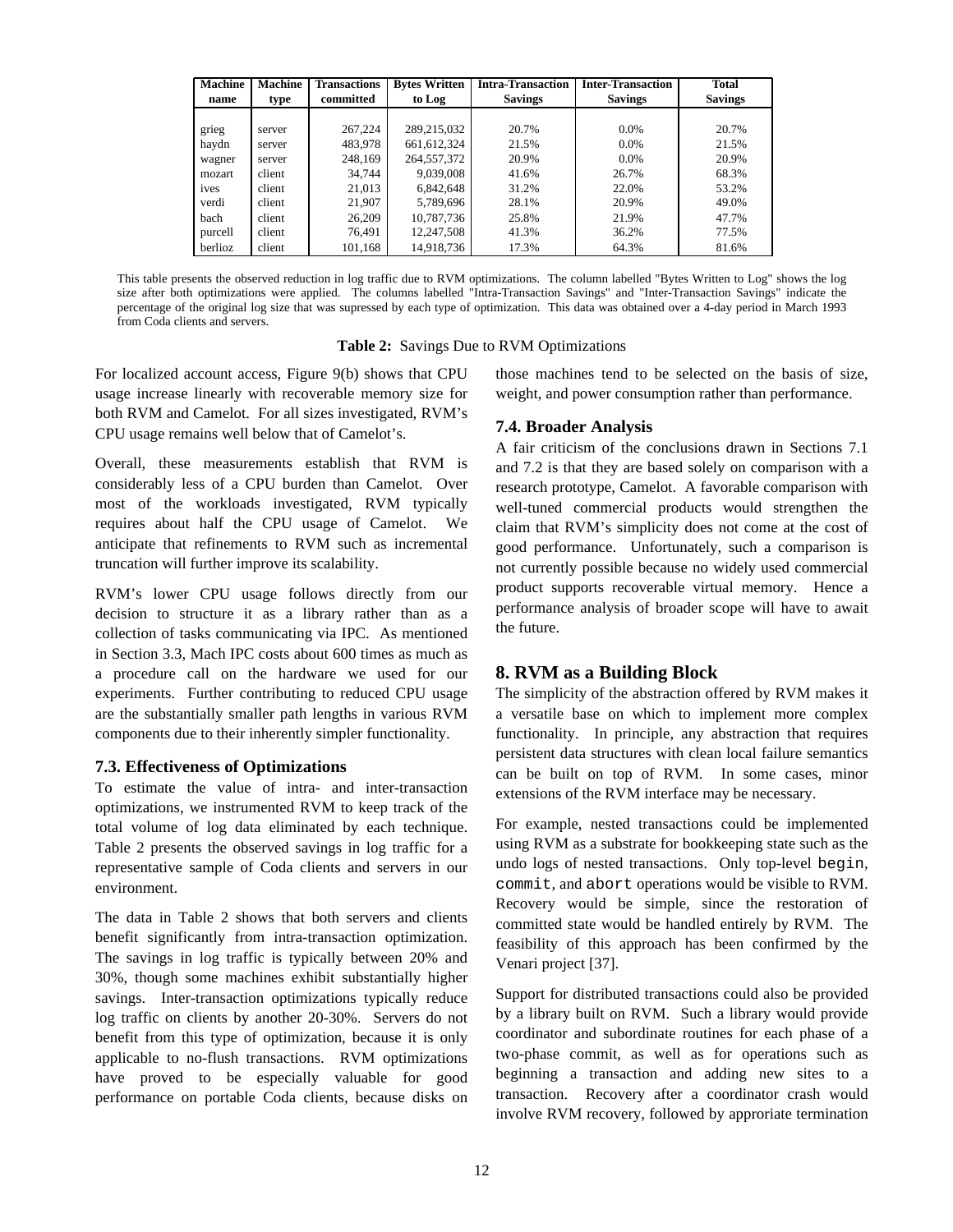| Machine name | Machine type | Transactions committed | Bytes Written to Log | Intra-Transaction Savings | Inter-Transaction Savings | Total Savings |
|---|---|---|---|---|---|---|
| grieg | server | 267,224 | 289,215,032 | 20.7% | 0.0% | 20.7% |
| haydn | server | 483,978 | 661,612,324 | 21.5% | 0.0% | 21.5% |
| wagner | server | 248,169 | 264,557,372 | 20.9% | 0.0% | 20.9% |
| mozart | client | 34,744 | 9,039,008 | 41.6% | 26.7% | 68.3% |
| ives | client | 21,013 | 6,842,648 | 31.2% | 22.0% | 53.2% |
| verdi | client | 21,907 | 5,789,696 | 28.1% | 20.9% | 49.0% |
| bach | client | 26,209 | 10,787,736 | 25.8% | 21.9% | 47.7% |
| purcell | client | 76,491 | 12,247,508 | 41.3% | 36.2% | 77.5% |
| berlioz | client | 101,168 | 14,918,736 | 17.3% | 64.3% | 81.6% |

This table presents the observed reduction in log traffic due to RVM optimizations. The column labelled "Bytes Written to Log" shows the log size after both optimizations were applied. The columns labelled "Intra-Transaction Savings" and "Inter-Transaction Savings" indicate the percentage of the original log size that was supressed by each type of optimization. This data was obtained over a 4-day period in March 1993 from Coda clients and servers.

**Table 2:** Savings Due to RVM Optimizations

For localized account access, Figure 9(b) shows that CPU usage increase linearly with recoverable memory size for both RVM and Camelot. For all sizes investigated, RVM's CPU usage remains well below that of Camelot's.

Overall, these measurements establish that RVM is considerably less of a CPU burden than Camelot. Over most of the workloads investigated, RVM typically requires about half the CPU usage of Camelot. We anticipate that refinements to RVM such as incremental truncation will further improve its scalability.

RVM's lower CPU usage follows directly from our decision to structure it as a library rather than as a collection of tasks communicating via IPC. As mentioned in Section 3.3, Mach IPC costs about 600 times as much as a procedure call on the hardware we used for our experiments. Further contributing to reduced CPU usage are the substantially smaller path lengths in various RVM components due to their inherently simpler functionality.

### 7.3. Effectiveness of Optimizations

To estimate the value of intra- and inter-transaction optimizations, we instrumented RVM to keep track of the total volume of log data eliminated by each technique. Table 2 presents the observed savings in log traffic for a representative sample of Coda clients and servers in our environment.

The data in Table 2 shows that both servers and clients benefit significantly from intra-transaction optimization. The savings in log traffic is typically between 20% and 30%, though some machines exhibit substantially higher savings. Inter-transaction optimizations typically reduce log traffic on clients by another 20-30%. Servers do not benefit from this type of optimization, because it is only applicable to no-flush transactions. RVM optimizations have proved to be especially valuable for good performance on portable Coda clients, because disks on those machines tend to be selected on the basis of size, weight, and power consumption rather than performance.

### 7.4. Broader Analysis

A fair criticism of the conclusions drawn in Sections 7.1 and 7.2 is that they are based solely on comparison with a research prototype, Camelot. A favorable comparison with well-tuned commercial products would strengthen the claim that RVM's simplicity does not come at the cost of good performance. Unfortunately, such a comparison is not currently possible because no widely used commercial product supports recoverable virtual memory. Hence a performance analysis of broader scope will have to await the future.

## 8. RVM as a Building Block

The simplicity of the abstraction offered by RVM makes it a versatile base on which to implement more complex functionality. In principle, any abstraction that requires persistent data structures with clean local failure semantics can be built on top of RVM. In some cases, minor extensions of the RVM interface may be necessary.

For example, nested transactions could be implemented using RVM as a substrate for bookkeeping state such as the undo logs of nested transactions. Only top-level `begin`, `commit`, and `abort` operations would be visible to RVM. Recovery would be simple, since the restoration of committed state would be handled entirely by RVM. The feasibility of this approach has been confirmed by the Venari project [37].

Support for distributed transactions could also be provided by a library built on RVM. Such a library would provide coordinator and subordinate routines for each phase of a two-phase commit, as well as for operations such as beginning a transaction and adding new sites to a transaction. Recovery after a coordinator crash would involve RVM recovery, followed by approriate termination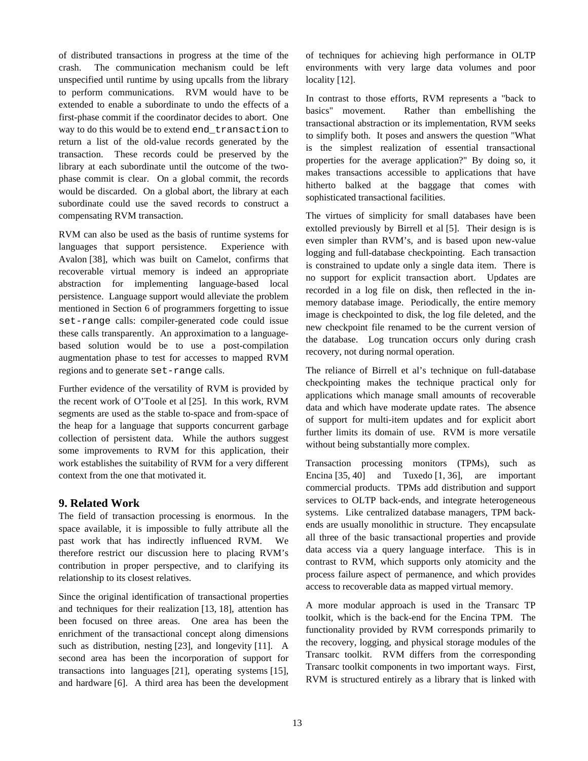of distributed transactions in progress at the time of the crash. The communication mechanism could be left unspecified until runtime by using upcalls from the library to perform communications. RVM would have to be extended to enable a subordinate to undo the effects of a first-phase commit if the coordinator decides to abort. One way to do this would be to extend `end_transaction` to return a list of the old-value records generated by the transaction. These records could be preserved by the library at each subordinate until the outcome of the two-phase commit is clear. On a global commit, the records would be discarded. On a global abort, the library at each subordinate could use the saved records to construct a compensating RVM transaction.

RVM can also be used as the basis of runtime systems for languages that support persistence. Experience with Avalon [38], which was built on Camelot, confirms that recoverable virtual memory is indeed an appropriate abstraction for implementing language-based local persistence. Language support would alleviate the problem mentioned in Section 6 of programmers forgetting to issue `set-range` calls: compiler-generated code could issue these calls transparently. An approximation to a language-based solution would be to use a post-compilation augmentation phase to test for accesses to mapped RVM regions and to generate `set-range` calls.

Further evidence of the versatility of RVM is provided by the recent work of O'Toole et al [25]. In this work, RVM segments are used as the stable to-space and from-space of the heap for a language that supports concurrent garbage collection of persistent data. While the authors suggest some improvements to RVM for this application, their work establishes the suitability of RVM for a very different context from the one that motivated it.

## 9. Related Work

The field of transaction processing is enormous. In the space available, it is impossible to fully attribute all the past work that has indirectly influenced RVM. We therefore restrict our discussion here to placing RVM's contribution in proper perspective, and to clarifying its relationship to its closest relatives.

Since the original identification of transactional properties and techniques for their realization [13, 18], attention has been focused on three areas. One area has been the enrichment of the transactional concept along dimensions such as distribution, nesting [23], and longevity [11]. A second area has been the incorporation of support for transactions into languages [21], operating systems [15], and hardware [6]. A third area has been the development of techniques for achieving high performance in OLTP environments with very large data volumes and poor locality [12].

In contrast to those efforts, RVM represents a "back to basics" movement. Rather than embellishing the transactional abstraction or its implementation, RVM seeks to simplify both. It poses and answers the question "What is the simplest realization of essential transactional properties for the average application?" By doing so, it makes transactions accessible to applications that have hitherto balked at the baggage that comes with sophisticated transactional facilities.

The virtues of simplicity for small databases have been extolled previously by Birrell et al [5]. Their design is is even simpler than RVM's, and is based upon new-value logging and full-database checkpointing. Each transaction is constrained to update only a single data item. There is no support for explicit transaction abort. Updates are recorded in a log file on disk, then reflected in the in-memory database image. Periodically, the entire memory image is checkpointed to disk, the log file deleted, and the new checkpoint file renamed to be the current version of the database. Log truncation occurs only during crash recovery, not during normal operation.

The reliance of Birrell et al's technique on full-database checkpointing makes the technique practical only for applications which manage small amounts of recoverable data and which have moderate update rates. The absence of support for multi-item updates and for explicit abort further limits its domain of use. RVM is more versatile without being substantially more complex.

Transaction processing monitors (TPMs), such as Encina [35, 40] and Tuxedo [1, 36], are important commercial products. TPMs add distribution and support services to OLTP back-ends, and integrate heterogeneous systems. Like centralized database managers, TPM back-ends are usually monolithic in structure. They encapsulate all three of the basic transactional properties and provide data access via a query language interface. This is in contrast to RVM, which supports only atomicity and the process failure aspect of permanence, and which provides access to recoverable data as mapped virtual memory.

A more modular approach is used in the Transarc TP toolkit, which is the back-end for the Encina TPM. The functionality provided by RVM corresponds primarily to the recovery, logging, and physical storage modules of the Transarc toolkit. RVM differs from the corresponding Transarc toolkit components in two important ways. First, RVM is structured entirely as a library that is linked with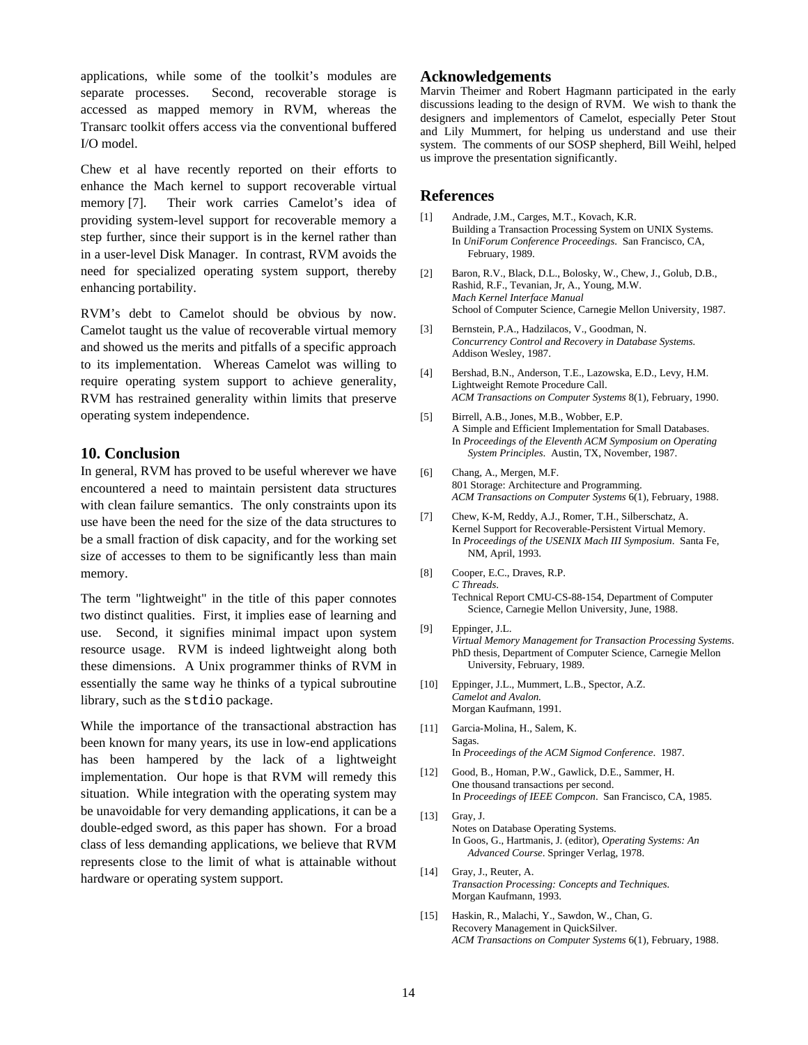applications, while some of the toolkit's modules are separate processes. Second, recoverable storage is accessed as mapped memory in RVM, whereas the Transarc toolkit offers access via the conventional buffered I/O model.

Chew et al have recently reported on their efforts to enhance the Mach kernel to support recoverable virtual memory [7]. Their work carries Camelot's idea of providing system-level support for recoverable memory a step further, since their support is in the kernel rather than in a user-level Disk Manager. In contrast, RVM avoids the need for specialized operating system support, thereby enhancing portability.

RVM's debt to Camelot should be obvious by now. Camelot taught us the value of recoverable virtual memory and showed us the merits and pitfalls of a specific approach to its implementation. Whereas Camelot was willing to require operating system support to achieve generality, RVM has restrained generality within limits that preserve operating system independence.

## 10. Conclusion

In general, RVM has proved to be useful wherever we have encountered a need to maintain persistent data structures with clean failure semantics. The only constraints upon its use have been the need for the size of the data structures to be a small fraction of disk capacity, and for the working set size of accesses to them to be significantly less than main memory.

The term "lightweight" in the title of this paper connotes two distinct qualities. First, it implies ease of learning and use. Second, it signifies minimal impact upon system resource usage. RVM is indeed lightweight along both these dimensions. A Unix programmer thinks of RVM in essentially the same way he thinks of a typical subroutine library, such as the `stdio` package.

While the importance of the transactional abstraction has been known for many years, its use in low-end applications has been hampered by the lack of a lightweight implementation. Our hope is that RVM will remedy this situation. While integration with the operating system may be unavoidable for very demanding applications, it can be a double-edged sword, as this paper has shown. For a broad class of less demanding applications, we believe that RVM represents close to the limit of what is attainable without hardware or operating system support.

## Acknowledgements

Marvin Theimer and Robert Hagmann participated in the early discussions leading to the design of RVM. We wish to thank the designers and implementors of Camelot, especially Peter Stout and Lily Mummert, for helping us understand and use their system. The comments of our SOSP shepherd, Bill Weihl, helped us improve the presentation significantly.

## References

[1] Andrade, J.M., Carges, M.T., Kovach, K.R. Building a Transaction Processing System on UNIX Systems. In *UniForum Conference Proceedings*. San Francisco, CA, February, 1989.

[2] Baron, R.V., Black, D.L., Bolosky, W., Chew, J., Golub, D.B., Rashid, R.F., Tevanian, Jr, A., Young, M.W. *Mach Kernel Interface Manual* School of Computer Science, Carnegie Mellon University, 1987.

[3] Bernstein, P.A., Hadzilacos, V., Goodman, N. *Concurrency Control and Recovery in Database Systems.* Addison Wesley, 1987.

[4] Bershad, B.N., Anderson, T.E., Lazowska, E.D., Levy, H.M. Lightweight Remote Procedure Call. *ACM Transactions on Computer Systems* 8(1), February, 1990.

[5] Birrell, A.B., Jones, M.B., Wobber, E.P. A Simple and Efficient Implementation for Small Databases. In *Proceedings of the Eleventh ACM Symposium on Operating System Principles.* Austin, TX, November, 1987.

[6] Chang, A., Mergen, M.F. 801 Storage: Architecture and Programming. *ACM Transactions on Computer Systems* 6(1), February, 1988.

[7] Chew, K-M, Reddy, A.J., Romer, T.H., Silberschatz, A. Kernel Support for Recoverable-Persistent Virtual Memory. In *Proceedings of the USENIX Mach III Symposium*. Santa Fe, NM, April, 1993.

[8] Cooper, E.C., Draves, R.P. *C Threads*. Technical Report CMU-CS-88-154, Department of Computer Science, Carnegie Mellon University, June, 1988.

[9] Eppinger, J.L. *Virtual Memory Management for Transaction Processing Systems*. PhD thesis, Department of Computer Science, Carnegie Mellon University, February, 1989.

[10] Eppinger, J.L., Mummert, L.B., Spector, A.Z. *Camelot and Avalon.* Morgan Kaufmann, 1991.

[11] Garcia-Molina, H., Salem, K. Sagas. In *Proceedings of the ACM Sigmod Conference*. 1987.

[12] Good, B., Homan, P.W., Gawlick, D.E., Sammer, H. One thousand transactions per second. In *Proceedings of IEEE Compcon*. San Francisco, CA, 1985.

[13] Gray, J. Notes on Database Operating Systems. In Goos, G., Hartmanis, J. (editor), *Operating Systems: An Advanced Course*. Springer Verlag, 1978.

[14] Gray, J., Reuter, A. *Transaction Processing: Concepts and Techniques.* Morgan Kaufmann, 1993.

[15] Haskin, R., Malachi, Y., Sawdon, W., Chan, G. Recovery Management in QuickSilver. *ACM Transactions on Computer Systems* 6(1), February, 1988.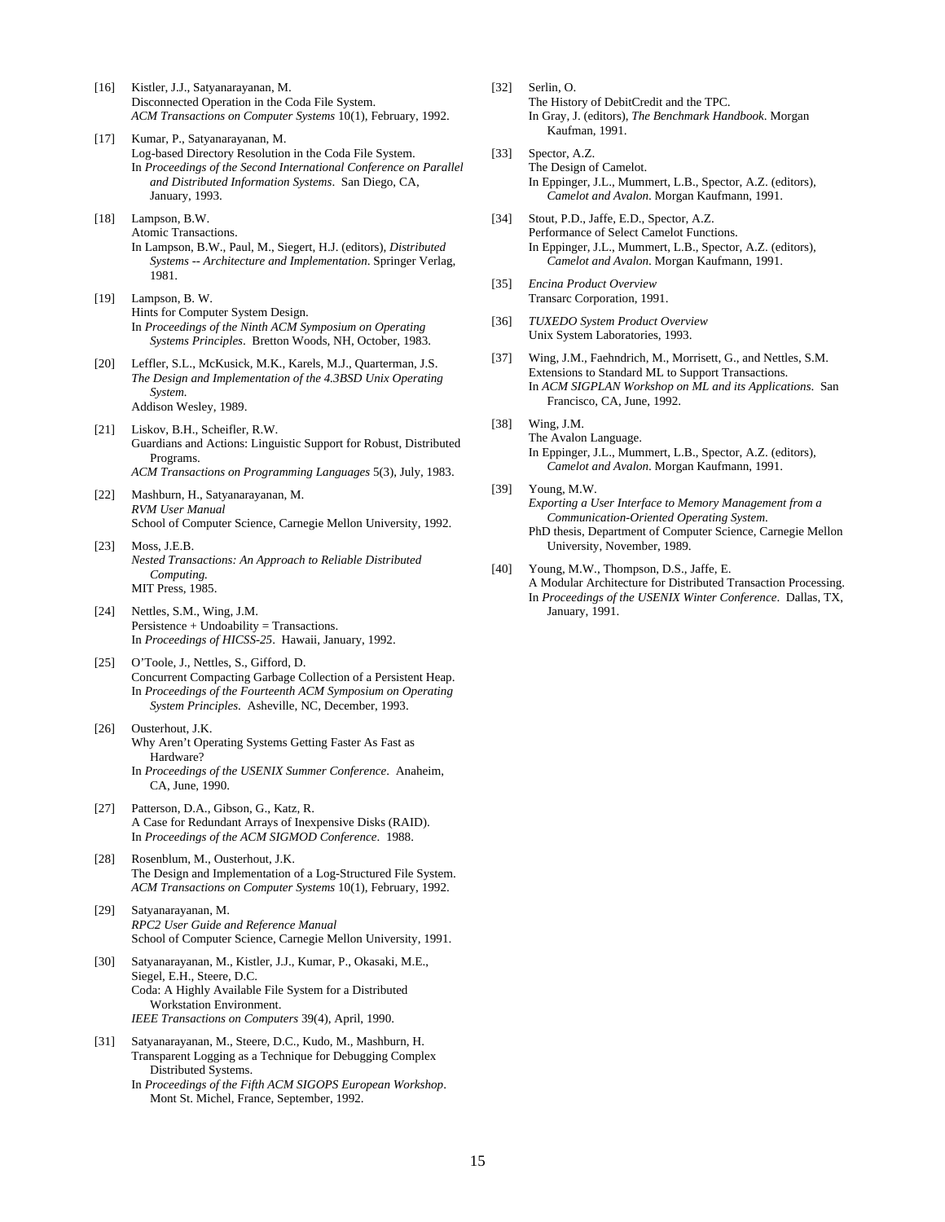[16] Kistler, J.J., Satyanarayanan, M.
Disconnected Operation in the Coda File System.
*ACM Transactions on Computer Systems* 10(1), February, 1992.

[17] Kumar, P., Satyanarayanan, M.
Log-based Directory Resolution in the Coda File System.
In *Proceedings of the Second International Conference on Parallel and Distributed Information Systems*. San Diego, CA, January, 1993.

[18] Lampson, B.W.
Atomic Transactions.
In Lampson, B.W., Paul, M., Siegert, H.J. (editors), *Distributed Systems -- Architecture and Implementation*. Springer Verlag, 1981.

[19] Lampson, B. W.
Hints for Computer System Design.
In *Proceedings of the Ninth ACM Symposium on Operating Systems Principles*. Bretton Woods, NH, October, 1983.

[20] Leffler, S.L., McKusick, M.K., Karels, M.J., Quarterman, J.S.
*The Design and Implementation of the 4.3BSD Unix Operating System.*
Addison Wesley, 1989.

[21] Liskov, B.H., Scheifler, R.W.
Guardians and Actions: Linguistic Support for Robust, Distributed Programs.
*ACM Transactions on Programming Languages* 5(3), July, 1983.

[22] Mashburn, H., Satyanarayanan, M.
*RVM User Manual*
School of Computer Science, Carnegie Mellon University, 1992.

[23] Moss, J.E.B.
*Nested Transactions: An Approach to Reliable Distributed Computing.*
MIT Press, 1985.

[24] Nettles, S.M., Wing, J.M.
Persistence + Undoability = Transactions.
In *Proceedings of HICSS-25*. Hawaii, January, 1992.

[25] O'Toole, J., Nettles, S., Gifford, D.
Concurrent Compacting Garbage Collection of a Persistent Heap.
In *Proceedings of the Fourteenth ACM Symposium on Operating System Principles*. Asheville, NC, December, 1993.

[26] Ousterhout, J.K.
Why Aren't Operating Systems Getting Faster As Fast as Hardware?
In *Proceedings of the USENIX Summer Conference*. Anaheim, CA, June, 1990.

[27] Patterson, D.A., Gibson, G., Katz, R.
A Case for Redundant Arrays of Inexpensive Disks (RAID).
In *Proceedings of the ACM SIGMOD Conference*. 1988.

[28] Rosenblum, M., Ousterhout, J.K.
The Design and Implementation of a Log-Structured File System.
*ACM Transactions on Computer Systems* 10(1), February, 1992.

[29] Satyanarayanan, M.
*RPC2 User Guide and Reference Manual*
School of Computer Science, Carnegie Mellon University, 1991.

[30] Satyanarayanan, M., Kistler, J.J., Kumar, P., Okasaki, M.E., Siegel, E.H., Steere, D.C.
Coda: A Highly Available File System for a Distributed Workstation Environment.
*IEEE Transactions on Computers* 39(4), April, 1990.

[31] Satyanarayanan, M., Steere, D.C., Kudo, M., Mashburn, H.
Transparent Logging as a Technique for Debugging Complex Distributed Systems.
In *Proceedings of the Fifth ACM SIGOPS European Workshop*. Mont St. Michel, France, September, 1992.

[32] Serlin, O.
The History of DebitCredit and the TPC.
In Gray, J. (editors), *The Benchmark Handbook*. Morgan Kaufman, 1991.

[33] Spector, A.Z.
The Design of Camelot.
In Eppinger, J.L., Mummert, L.B., Spector, A.Z. (editors), *Camelot and Avalon*. Morgan Kaufmann, 1991.

[34] Stout, P.D., Jaffe, E.D., Spector, A.Z.
Performance of Select Camelot Functions.
In Eppinger, J.L., Mummert, L.B., Spector, A.Z. (editors), *Camelot and Avalon*. Morgan Kaufmann, 1991.

[35] *Encina Product Overview*
Transarc Corporation, 1991.

[36] *TUXEDO System Product Overview*
Unix System Laboratories, 1993.

[37] Wing, J.M., Faehndrich, M., Morrisett, G., and Nettles, S.M.
Extensions to Standard ML to Support Transactions.
In *ACM SIGPLAN Workshop on ML and its Applications*. San Francisco, CA, June, 1992.

[38] Wing, J.M.
The Avalon Language.
In Eppinger, J.L., Mummert, L.B., Spector, A.Z. (editors), *Camelot and Avalon*. Morgan Kaufmann, 1991.

[39] Young, M.W.
*Exporting a User Interface to Memory Management from a Communication-Oriented Operating System.*
PhD thesis, Department of Computer Science, Carnegie Mellon University, November, 1989.

[40] Young, M.W., Thompson, D.S., Jaffe, E.
A Modular Architecture for Distributed Transaction Processing.
In *Proceedings of the USENIX Winter Conference*. Dallas, TX, January, 1991.